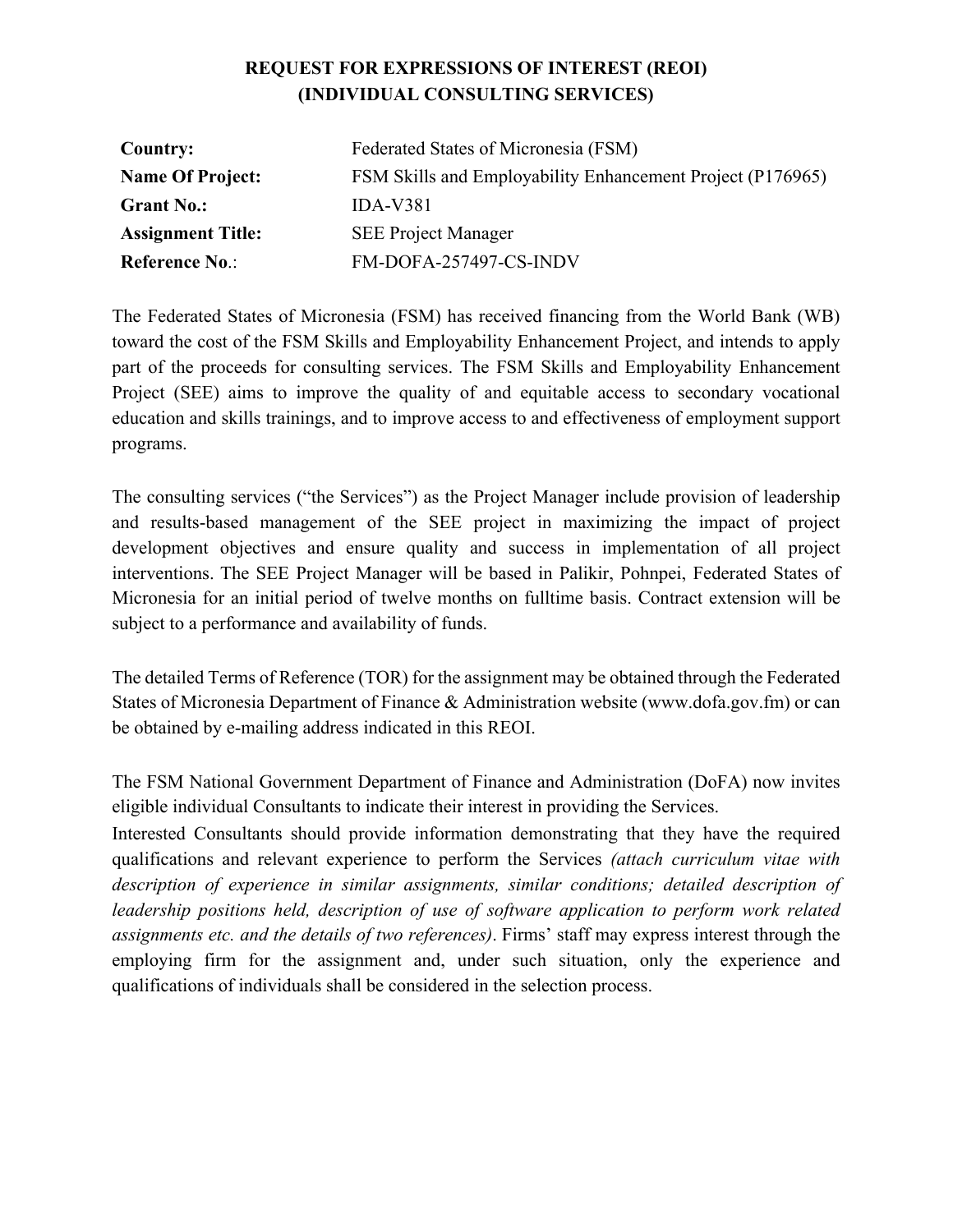# REQUEST FOR EXPRESSIONS OF INTEREST (REOI)
## (INDIVIDUAL CONSULTING SERVICES)

| | |
|---|---|
| **Country:** | Federated States of Micronesia (FSM) |
| **Name Of Project:** | FSM Skills and Employability Enhancement Project (P176965) |
| **Grant No.:** | IDA-V381 |
| **Assignment Title:** | SEE Project Manager |
| **Reference No.:** | FM-DOFA-257497-CS-INDV |

The Federated States of Micronesia (FSM) has received financing from the World Bank (WB) toward the cost of the FSM Skills and Employability Enhancement Project, and intends to apply part of the proceeds for consulting services. The FSM Skills and Employability Enhancement Project (SEE) aims to improve the quality of and equitable access to secondary vocational education and skills trainings, and to improve access to and effectiveness of employment support programs.

The consulting services ("the Services") as the Project Manager include provision of leadership and results-based management of the SEE project in maximizing the impact of project development objectives and ensure quality and success in implementation of all project interventions. The SEE Project Manager will be based in Palikir, Pohnpei, Federated States of Micronesia for an initial period of twelve months on fulltime basis. Contract extension will be subject to a performance and availability of funds.

The detailed Terms of Reference (TOR) for the assignment may be obtained through the Federated States of Micronesia Department of Finance & Administration website (www.dofa.gov.fm) or can be obtained by e-mailing address indicated in this REOI.

The FSM National Government Department of Finance and Administration (DoFA) now invites eligible individual Consultants to indicate their interest in providing the Services.

Interested Consultants should provide information demonstrating that they have the required qualifications and relevant experience to perform the Services *(attach curriculum vitae with description of experience in similar assignments, similar conditions; detailed description of leadership positions held, description of use of software application to perform work related assignments etc. and the details of two references)*. Firms' staff may express interest through the employing firm for the assignment and, under such situation, only the experience and qualifications of individuals shall be considered in the selection process.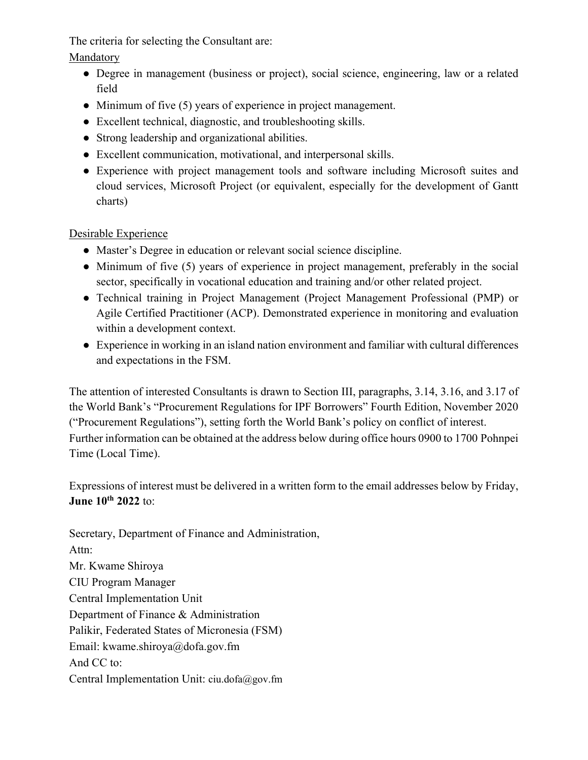The criteria for selecting the Consultant are:

Mandatory

- Degree in management (business or project), social science, engineering, law or a related field
- Minimum of five (5) years of experience in project management.
- Excellent technical, diagnostic, and troubleshooting skills.
- Strong leadership and organizational abilities.
- Excellent communication, motivational, and interpersonal skills.
- Experience with project management tools and software including Microsoft suites and cloud services, Microsoft Project (or equivalent, especially for the development of Gantt charts)

Desirable Experience

- Master's Degree in education or relevant social science discipline.
- Minimum of five (5) years of experience in project management, preferably in the social sector, specifically in vocational education and training and/or other related project.
- Technical training in Project Management (Project Management Professional (PMP) or Agile Certified Practitioner (ACP). Demonstrated experience in monitoring and evaluation within a development context.
- Experience in working in an island nation environment and familiar with cultural differences and expectations in the FSM.

The attention of interested Consultants is drawn to Section III, paragraphs, 3.14, 3.16, and 3.17 of the World Bank's "Procurement Regulations for IPF Borrowers" Fourth Edition, November 2020 ("Procurement Regulations"), setting forth the World Bank's policy on conflict of interest.
Further information can be obtained at the address below during office hours 0900 to 1700 Pohnpei Time (Local Time).

Expressions of interest must be delivered in a written form to the email addresses below by Friday, **June 10th 2022** to:

Secretary, Department of Finance and Administration,
Attn:
Mr. Kwame Shiroya
CIU Program Manager
Central Implementation Unit
Department of Finance & Administration
Palikir, Federated States of Micronesia (FSM)
Email: kwame.shiroya@dofa.gov.fm
And CC to:
Central Implementation Unit: ciu.dofa@gov.fm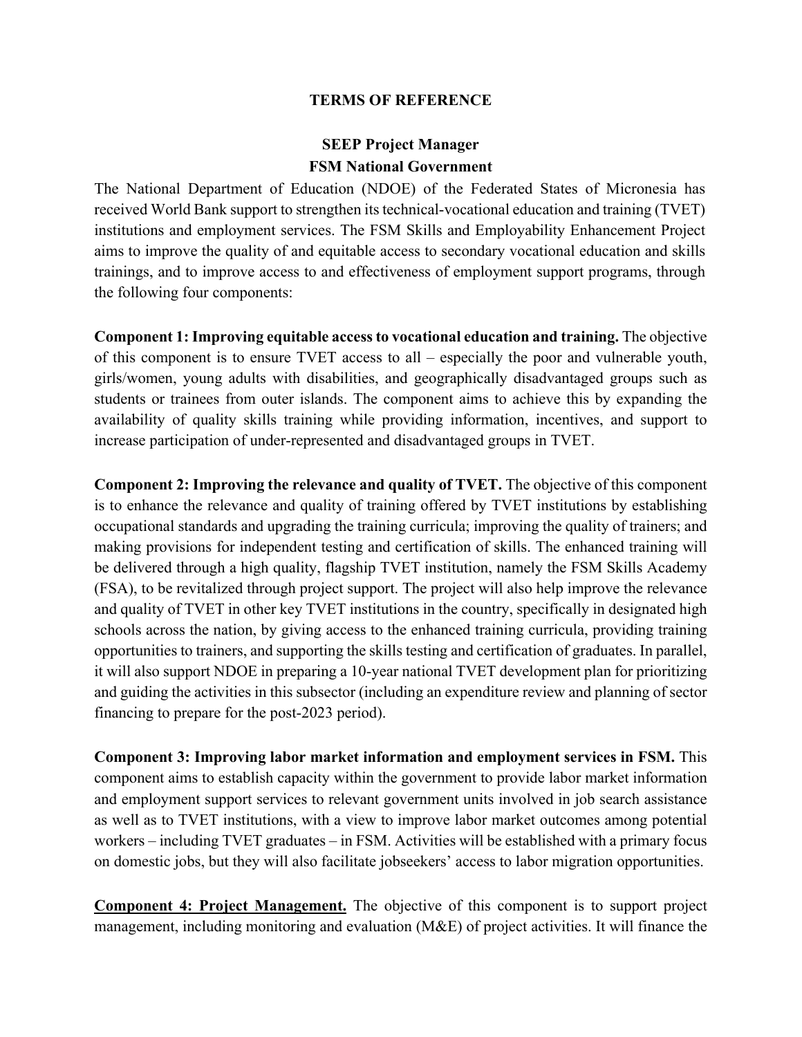**TERMS OF REFERENCE**

**SEEP Project Manager**
**FSM National Government**

The National Department of Education (NDOE) of the Federated States of Micronesia has received World Bank support to strengthen its technical-vocational education and training (TVET) institutions and employment services. The FSM Skills and Employability Enhancement Project aims to improve the quality of and equitable access to secondary vocational education and skills trainings, and to improve access to and effectiveness of employment support programs, through the following four components:

**Component 1: Improving equitable access to vocational education and training.** The objective of this component is to ensure TVET access to all – especially the poor and vulnerable youth, girls/women, young adults with disabilities, and geographically disadvantaged groups such as students or trainees from outer islands. The component aims to achieve this by expanding the availability of quality skills training while providing information, incentives, and support to increase participation of under-represented and disadvantaged groups in TVET.

**Component 2: Improving the relevance and quality of TVET.** The objective of this component is to enhance the relevance and quality of training offered by TVET institutions by establishing occupational standards and upgrading the training curricula; improving the quality of trainers; and making provisions for independent testing and certification of skills. The enhanced training will be delivered through a high quality, flagship TVET institution, namely the FSM Skills Academy (FSA), to be revitalized through project support. The project will also help improve the relevance and quality of TVET in other key TVET institutions in the country, specifically in designated high schools across the nation, by giving access to the enhanced training curricula, providing training opportunities to trainers, and supporting the skills testing and certification of graduates. In parallel, it will also support NDOE in preparing a 10-year national TVET development plan for prioritizing and guiding the activities in this subsector (including an expenditure review and planning of sector financing to prepare for the post-2023 period).

**Component 3: Improving labor market information and employment services in FSM.** This component aims to establish capacity within the government to provide labor market information and employment support services to relevant government units involved in job search assistance as well as to TVET institutions, with a view to improve labor market outcomes among potential workers – including TVET graduates – in FSM. Activities will be established with a primary focus on domestic jobs, but they will also facilitate jobseekers' access to labor migration opportunities.

**Component 4: Project Management.** The objective of this component is to support project management, including monitoring and evaluation (M&E) of project activities. It will finance the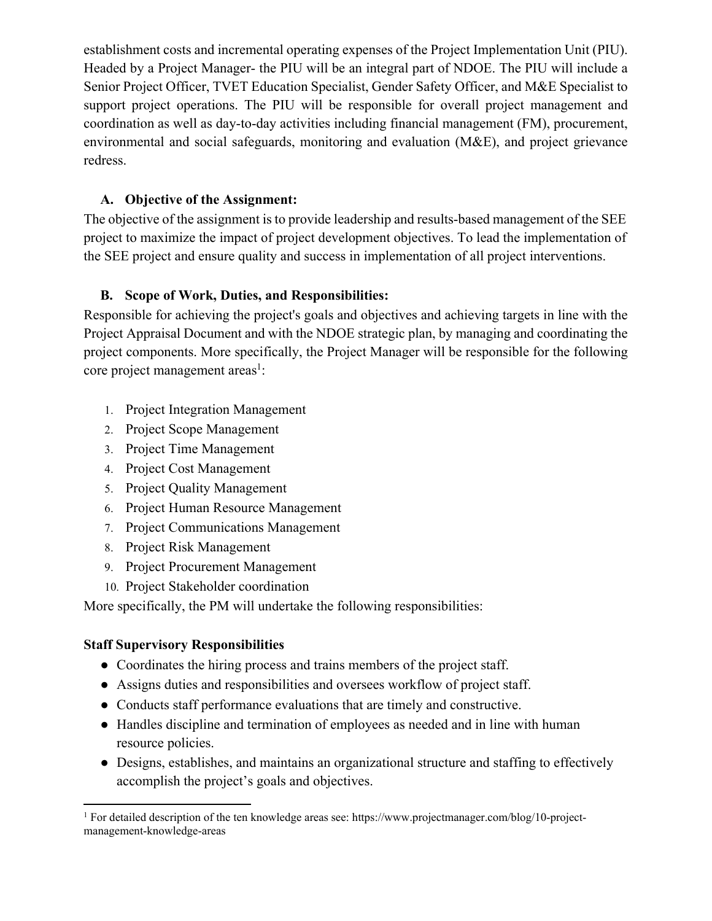establishment costs and incremental operating expenses of the Project Implementation Unit (PIU). Headed by a Project Manager- the PIU will be an integral part of NDOE. The PIU will include a Senior Project Officer, TVET Education Specialist, Gender Safety Officer, and M&E Specialist to support project operations. The PIU will be responsible for overall project management and coordination as well as day-to-day activities including financial management (FM), procurement, environmental and social safeguards, monitoring and evaluation (M&E), and project grievance redress.

## A. Objective of the Assignment:

The objective of the assignment is to provide leadership and results-based management of the SEE project to maximize the impact of project development objectives. To lead the implementation of the SEE project and ensure quality and success in implementation of all project interventions.

## B. Scope of Work, Duties, and Responsibilities:

Responsible for achieving the project's goals and objectives and achieving targets in line with the Project Appraisal Document and with the NDOE strategic plan, by managing and coordinating the project components. More specifically, the Project Manager will be responsible for the following core project management areas[1]:

1. Project Integration Management
2. Project Scope Management
3. Project Time Management
4. Project Cost Management
5. Project Quality Management
6. Project Human Resource Management
7. Project Communications Management
8. Project Risk Management
9. Project Procurement Management
10. Project Stakeholder coordination

More specifically, the PM will undertake the following responsibilities:

**Staff Supervisory Responsibilities**

- Coordinates the hiring process and trains members of the project staff.
- Assigns duties and responsibilities and oversees workflow of project staff.
- Conducts staff performance evaluations that are timely and constructive.
- Handles discipline and termination of employees as needed and in line with human resource policies.
- Designs, establishes, and maintains an organizational structure and staffing to effectively accomplish the project's goals and objectives.

[1] For detailed description of the ten knowledge areas see: https://www.projectmanager.com/blog/10-project-management-knowledge-areas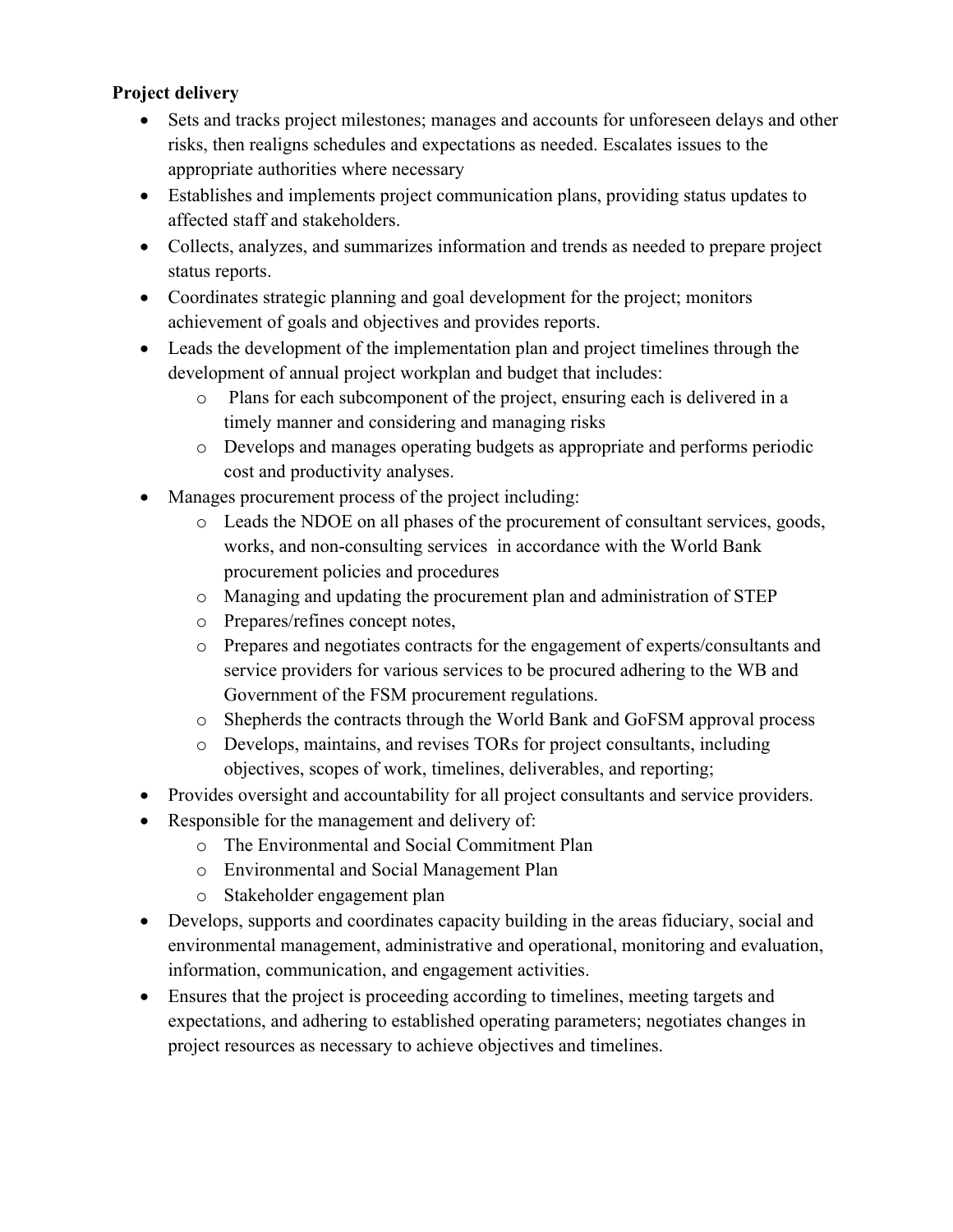**Project delivery**

- Sets and tracks project milestones; manages and accounts for unforeseen delays and other risks, then realigns schedules and expectations as needed. Escalates issues to the appropriate authorities where necessary
- Establishes and implements project communication plans, providing status updates to affected staff and stakeholders.
- Collects, analyzes, and summarizes information and trends as needed to prepare project status reports.
- Coordinates strategic planning and goal development for the project; monitors achievement of goals and objectives and provides reports.
- Leads the development of the implementation plan and project timelines through the development of annual project workplan and budget that includes:
  - Plans for each subcomponent of the project, ensuring each is delivered in a timely manner and considering and managing risks
  - Develops and manages operating budgets as appropriate and performs periodic cost and productivity analyses.
- Manages procurement process of the project including:
  - Leads the NDOE on all phases of the procurement of consultant services, goods, works, and non-consulting services in accordance with the World Bank procurement policies and procedures
  - Managing and updating the procurement plan and administration of STEP
  - Prepares/refines concept notes,
  - Prepares and negotiates contracts for the engagement of experts/consultants and service providers for various services to be procured adhering to the WB and Government of the FSM procurement regulations.
  - Shepherds the contracts through the World Bank and GoFSM approval process
  - Develops, maintains, and revises TORs for project consultants, including objectives, scopes of work, timelines, deliverables, and reporting;
- Provides oversight and accountability for all project consultants and service providers.
- Responsible for the management and delivery of:
  - The Environmental and Social Commitment Plan
  - Environmental and Social Management Plan
  - Stakeholder engagement plan
- Develops, supports and coordinates capacity building in the areas fiduciary, social and environmental management, administrative and operational, monitoring and evaluation, information, communication, and engagement activities.
- Ensures that the project is proceeding according to timelines, meeting targets and expectations, and adhering to established operating parameters; negotiates changes in project resources as necessary to achieve objectives and timelines.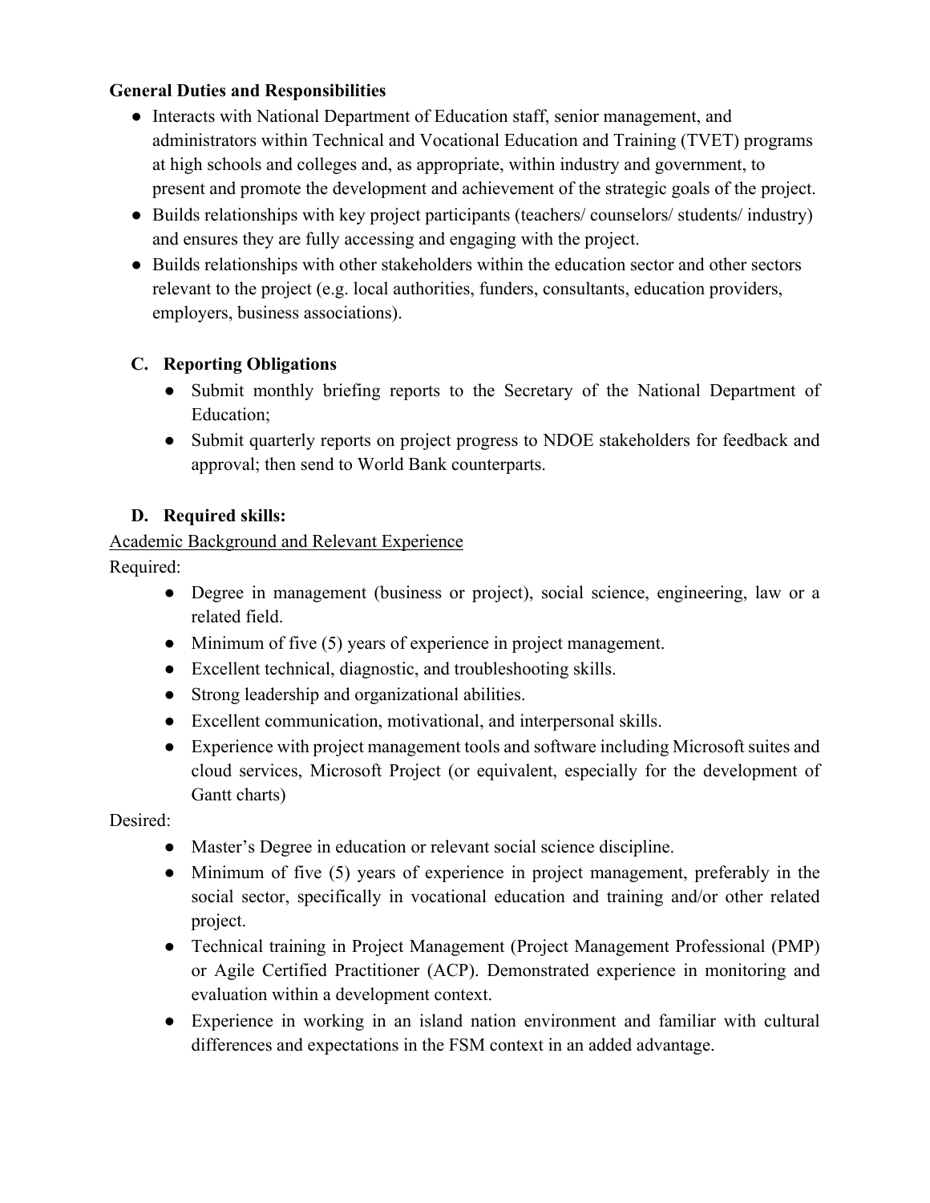**General Duties and Responsibilities**

- Interacts with National Department of Education staff, senior management, and administrators within Technical and Vocational Education and Training (TVET) programs at high schools and colleges and, as appropriate, within industry and government, to present and promote the development and achievement of the strategic goals of the project.
- Builds relationships with key project participants (teachers/ counselors/ students/ industry) and ensures they are fully accessing and engaging with the project.
- Builds relationships with other stakeholders within the education sector and other sectors relevant to the project (e.g. local authorities, funders, consultants, education providers, employers, business associations).

### C. Reporting Obligations

- Submit monthly briefing reports to the Secretary of the National Department of Education;
- Submit quarterly reports on project progress to NDOE stakeholders for feedback and approval; then send to World Bank counterparts.

### D. Required skills:

<u>Academic Background and Relevant Experience</u>

Required:

- Degree in management (business or project), social science, engineering, law or a related field.
- Minimum of five (5) years of experience in project management.
- Excellent technical, diagnostic, and troubleshooting skills.
- Strong leadership and organizational abilities.
- Excellent communication, motivational, and interpersonal skills.
- Experience with project management tools and software including Microsoft suites and cloud services, Microsoft Project (or equivalent, especially for the development of Gantt charts)

Desired:

- Master's Degree in education or relevant social science discipline.
- Minimum of five (5) years of experience in project management, preferably in the social sector, specifically in vocational education and training and/or other related project.
- Technical training in Project Management (Project Management Professional (PMP) or Agile Certified Practitioner (ACP). Demonstrated experience in monitoring and evaluation within a development context.
- Experience in working in an island nation environment and familiar with cultural differences and expectations in the FSM context in an added advantage.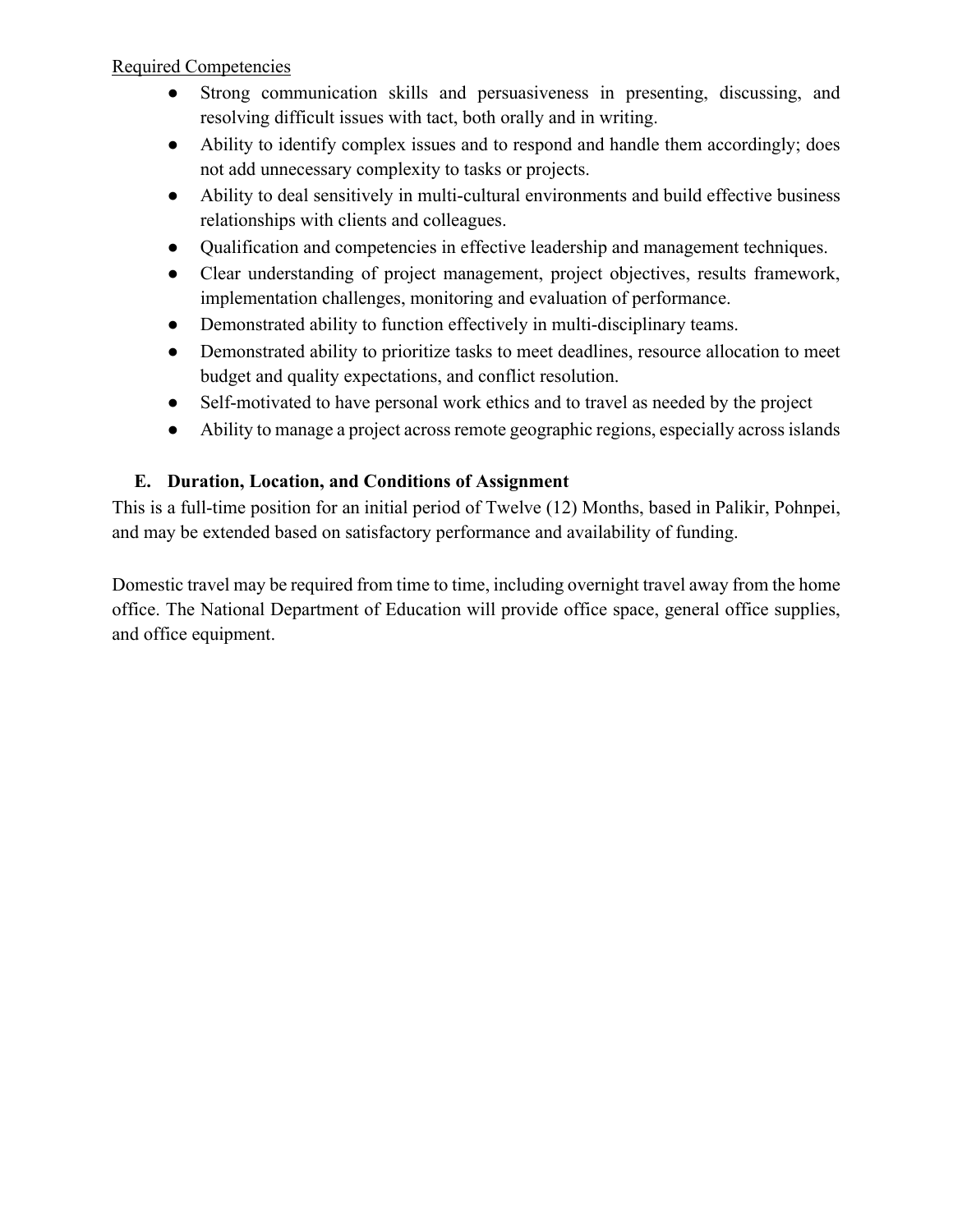Required Competencies

- Strong communication skills and persuasiveness in presenting, discussing, and resolving difficult issues with tact, both orally and in writing.
- Ability to identify complex issues and to respond and handle them accordingly; does not add unnecessary complexity to tasks or projects.
- Ability to deal sensitively in multi-cultural environments and build effective business relationships with clients and colleagues.
- Qualification and competencies in effective leadership and management techniques.
- Clear understanding of project management, project objectives, results framework, implementation challenges, monitoring and evaluation of performance.
- Demonstrated ability to function effectively in multi-disciplinary teams.
- Demonstrated ability to prioritize tasks to meet deadlines, resource allocation to meet budget and quality expectations, and conflict resolution.
- Self-motivated to have personal work ethics and to travel as needed by the project
- Ability to manage a project across remote geographic regions, especially across islands

## E. Duration, Location, and Conditions of Assignment

This is a full-time position for an initial period of Twelve (12) Months, based in Palikir, Pohnpei, and may be extended based on satisfactory performance and availability of funding.

Domestic travel may be required from time to time, including overnight travel away from the home office. The National Department of Education will provide office space, general office supplies, and office equipment.